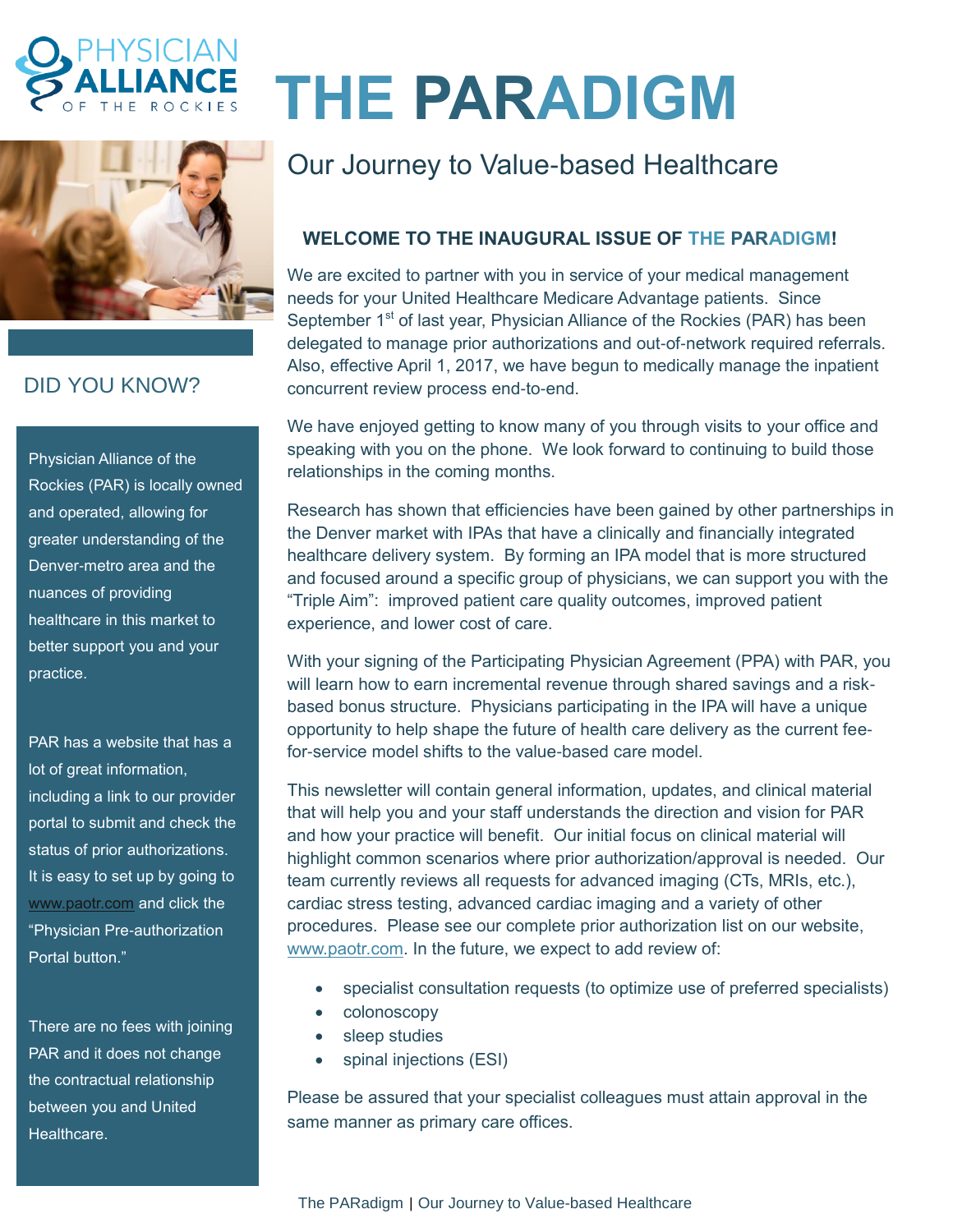PHYSICIAN ALLIANCE OF THE ROCKIES

# THE PARADIGM

## Our Journey to Value-based Healthcare

### WELCOME TO THE INAUGURAL ISSUE OF THE PARADIGM!

We are excited to partner with you in service of your medical management needs for your United Healthcare Medicare Advantage patients. Since September 1st of last year, Physician Alliance of the Rockies (PAR) has been delegated to manage prior authorizations and out-of-network required referrals. Also, effective April 1, 2017, we have begun to medically manage the inpatient concurrent review process end-to-end.

We have enjoyed getting to know many of you through visits to your office and speaking with you on the phone. We look forward to continuing to build those relationships in the coming months.

Research has shown that efficiencies have been gained by other partnerships in the Denver market with IPAs that have a clinically and financially integrated healthcare delivery system. By forming an IPA model that is more structured and focused around a specific group of physicians, we can support you with the "Triple Aim": improved patient care quality outcomes, improved patient experience, and lower cost of care.

With your signing of the Participating Physician Agreement (PPA) with PAR, you will learn how to earn incremental revenue through shared savings and a risk-based bonus structure. Physicians participating in the IPA will have a unique opportunity to help shape the future of health care delivery as the current fee-for-service model shifts to the value-based care model.

This newsletter will contain general information, updates, and clinical material that will help you and your staff understands the direction and vision for PAR and how your practice will benefit. Our initial focus on clinical material will highlight common scenarios where prior authorization/approval is needed. Our team currently reviews all requests for advanced imaging (CTs, MRIs, etc.), cardiac stress testing, advanced cardiac imaging and a variety of other procedures. Please see our complete prior authorization list on our website, www.paotr.com. In the future, we expect to add review of:

- specialist consultation requests (to optimize use of preferred specialists)
- colonoscopy
- sleep studies
- spinal injections (ESI)

Please be assured that your specialist colleagues must attain approval in the same manner as primary care offices.

### DID YOU KNOW?

Physician Alliance of the Rockies (PAR) is locally owned and operated, allowing for greater understanding of the Denver-metro area and the nuances of providing healthcare in this market to better support you and your practice.

PAR has a website that has a lot of great information, including a link to our provider portal to submit and check the status of prior authorizations. It is easy to set up by going to www.paotr.com and click the "Physician Pre-authorization Portal button."

There are no fees with joining PAR and it does not change the contractual relationship between you and United Healthcare.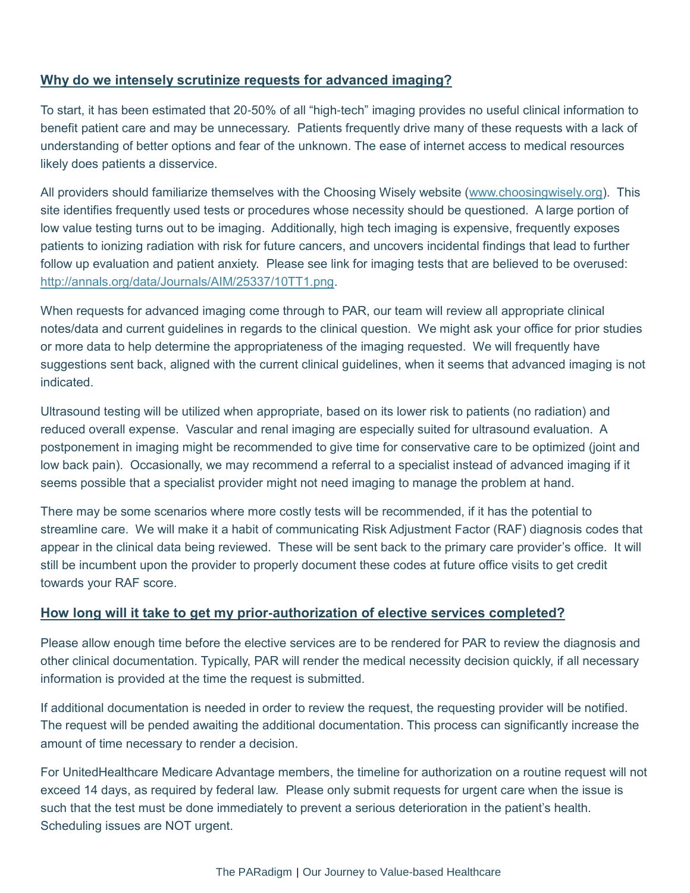## Why do we intensely scrutinize requests for advanced imaging?

To start, it has been estimated that 20-50% of all "high-tech" imaging provides no useful clinical information to benefit patient care and may be unnecessary. Patients frequently drive many of these requests with a lack of understanding of better options and fear of the unknown. The ease of internet access to medical resources likely does patients a disservice.

All providers should familiarize themselves with the Choosing Wisely website ([www.choosingwisely.org](http://www.choosingwisely.org)). This site identifies frequently used tests or procedures whose necessity should be questioned. A large portion of low value testing turns out to be imaging. Additionally, high tech imaging is expensive, frequently exposes patients to ionizing radiation with risk for future cancers, and uncovers incidental findings that lead to further follow up evaluation and patient anxiety. Please see link for imaging tests that are believed to be overused: [http://annals.org/data/Journals/AIM/25337/10TT1.png](http://annals.org/data/Journals/AIM/25337/10TT1.png).

When requests for advanced imaging come through to PAR, our team will review all appropriate clinical notes/data and current guidelines in regards to the clinical question. We might ask your office for prior studies or more data to help determine the appropriateness of the imaging requested. We will frequently have suggestions sent back, aligned with the current clinical guidelines, when it seems that advanced imaging is not indicated.

Ultrasound testing will be utilized when appropriate, based on its lower risk to patients (no radiation) and reduced overall expense. Vascular and renal imaging are especially suited for ultrasound evaluation. A postponement in imaging might be recommended to give time for conservative care to be optimized (joint and low back pain). Occasionally, we may recommend a referral to a specialist instead of advanced imaging if it seems possible that a specialist provider might not need imaging to manage the problem at hand.

There may be some scenarios where more costly tests will be recommended, if it has the potential to streamline care. We will make it a habit of communicating Risk Adjustment Factor (RAF) diagnosis codes that appear in the clinical data being reviewed. These will be sent back to the primary care provider's office. It will still be incumbent upon the provider to properly document these codes at future office visits to get credit towards your RAF score.

## How long will it take to get my prior-authorization of elective services completed?

Please allow enough time before the elective services are to be rendered for PAR to review the diagnosis and other clinical documentation. Typically, PAR will render the medical necessity decision quickly, if all necessary information is provided at the time the request is submitted.

If additional documentation is needed in order to review the request, the requesting provider will be notified. The request will be pended awaiting the additional documentation. This process can significantly increase the amount of time necessary to render a decision.

For UnitedHealthcare Medicare Advantage members, the timeline for authorization on a routine request will not exceed 14 days, as required by federal law. Please only submit requests for urgent care when the issue is such that the test must be done immediately to prevent a serious deterioration in the patient's health. Scheduling issues are NOT urgent.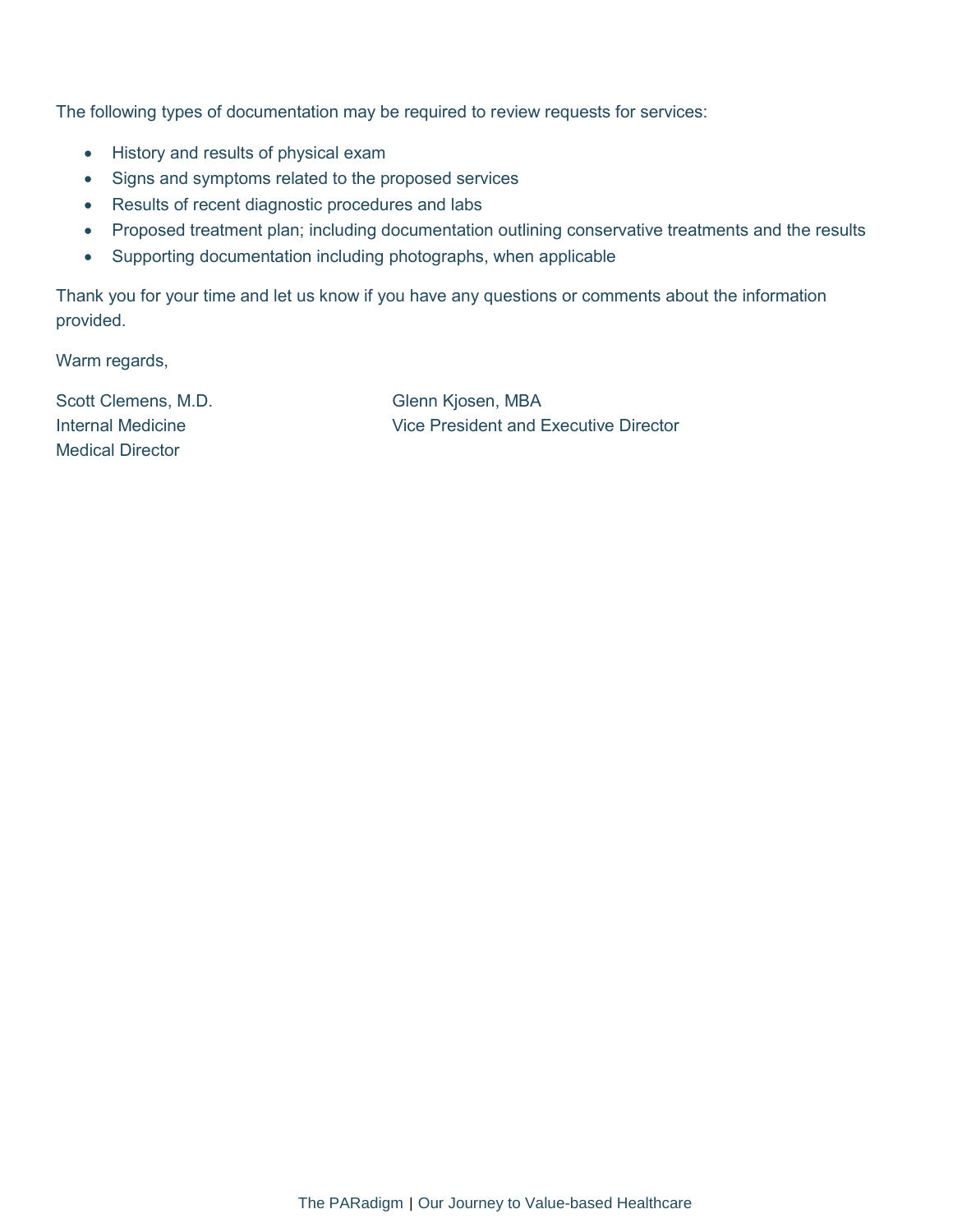The following types of documentation may be required to review requests for services:

- History and results of physical exam
- Signs and symptoms related to the proposed services
- Results of recent diagnostic procedures and labs
- Proposed treatment plan; including documentation outlining conservative treatments and the results
- Supporting documentation including photographs, when applicable

Thank you for your time and let us know if you have any questions or comments about the information provided.

Warm regards,

Scott Clemens, M.D.
Internal Medicine
Medical Director

Glenn Kjosen, MBA
Vice President and Executive Director